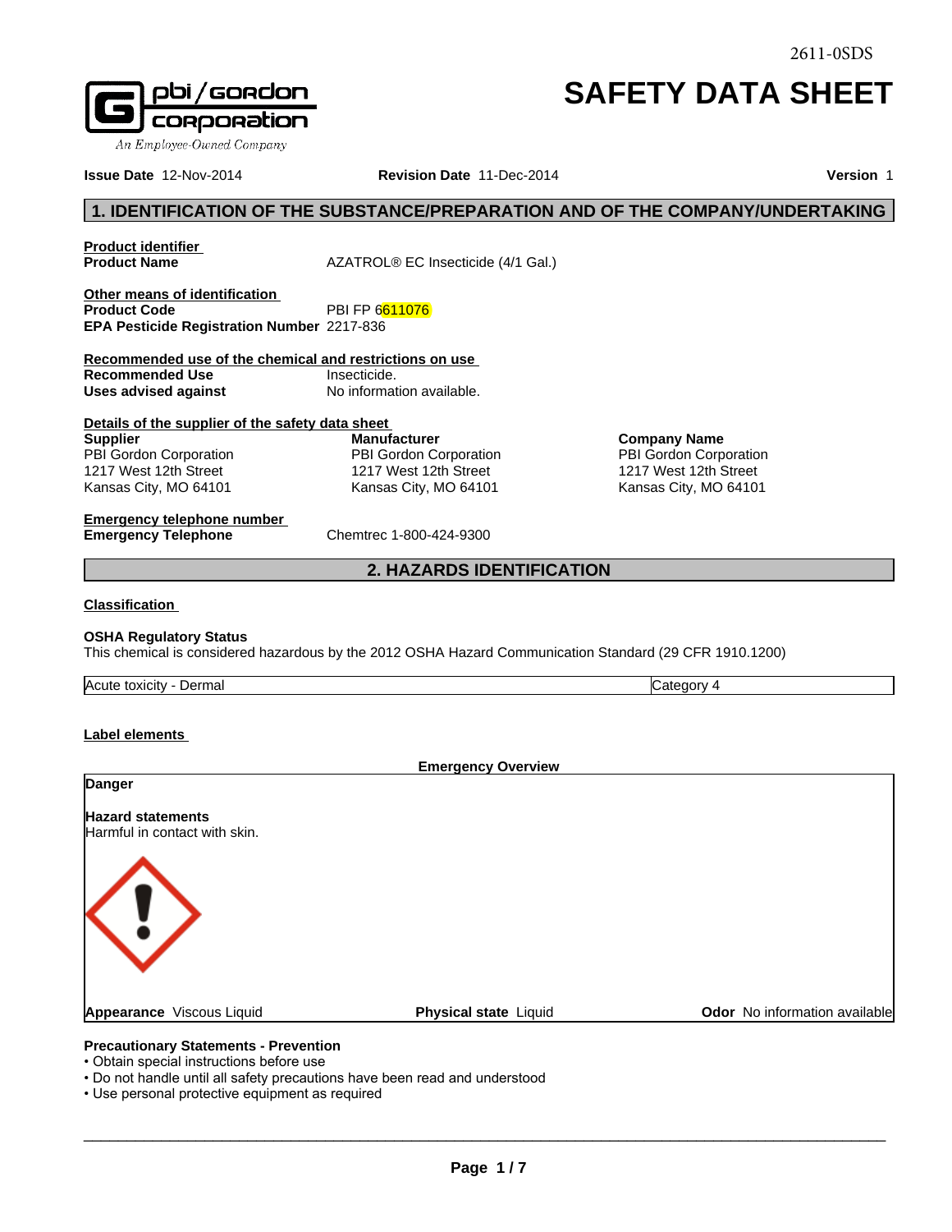2611-0SDS

# SAFETY DATA SHEET

pbi/gordon corporation
An Employee-Owned Company

**Issue Date** 12-Nov-2014 **Revision Date** 11-Dec-2014 **Version** 1

## 1. IDENTIFICATION OF THE SUBSTANCE/PREPARATION AND OF THE COMPANY/UNDERTAKING

**Product identifier**

**Product Name** AZATROL® EC Insecticide (4/1 Gal.)

**Other means of identification**

**Product Code** PBI FP 6611076

**EPA Pesticide Registration Number** 2217-836

**Recommended use of the chemical and restrictions on use**

**Recommended Use** Insecticide.

**Uses advised against** No information available.

**Details of the supplier of the safety data sheet**

| **Supplier** | **Manufacturer** | **Company Name** |
|---|---|---|
| PBI Gordon Corporation | PBI Gordon Corporation | PBI Gordon Corporation |
| 1217 West 12th Street | 1217 West 12th Street | 1217 West 12th Street |
| Kansas City, MO 64101 | Kansas City, MO 64101 | Kansas City, MO 64101 |

**Emergency telephone number**

**Emergency Telephone** Chemtrec 1-800-424-9300

## 2. HAZARDS IDENTIFICATION

**Classification**

**OSHA Regulatory Status**

This chemical is considered hazardous by the 2012 OSHA Hazard Communication Standard (29 CFR 1910.1200)

| Acute toxicity - Dermal | Category 4 |
|---|---|

**Label elements**

**Emergency Overview**

**Danger**

**Hazard statements**

Harmful in contact with skin.

**Appearance** Viscous Liquid **Physical state** Liquid **Odor** No information available

**Precautionary Statements - Prevention**

- Obtain special instructions before use
- Do not handle until all safety precautions have been read and understood
- Use personal protective equipment as required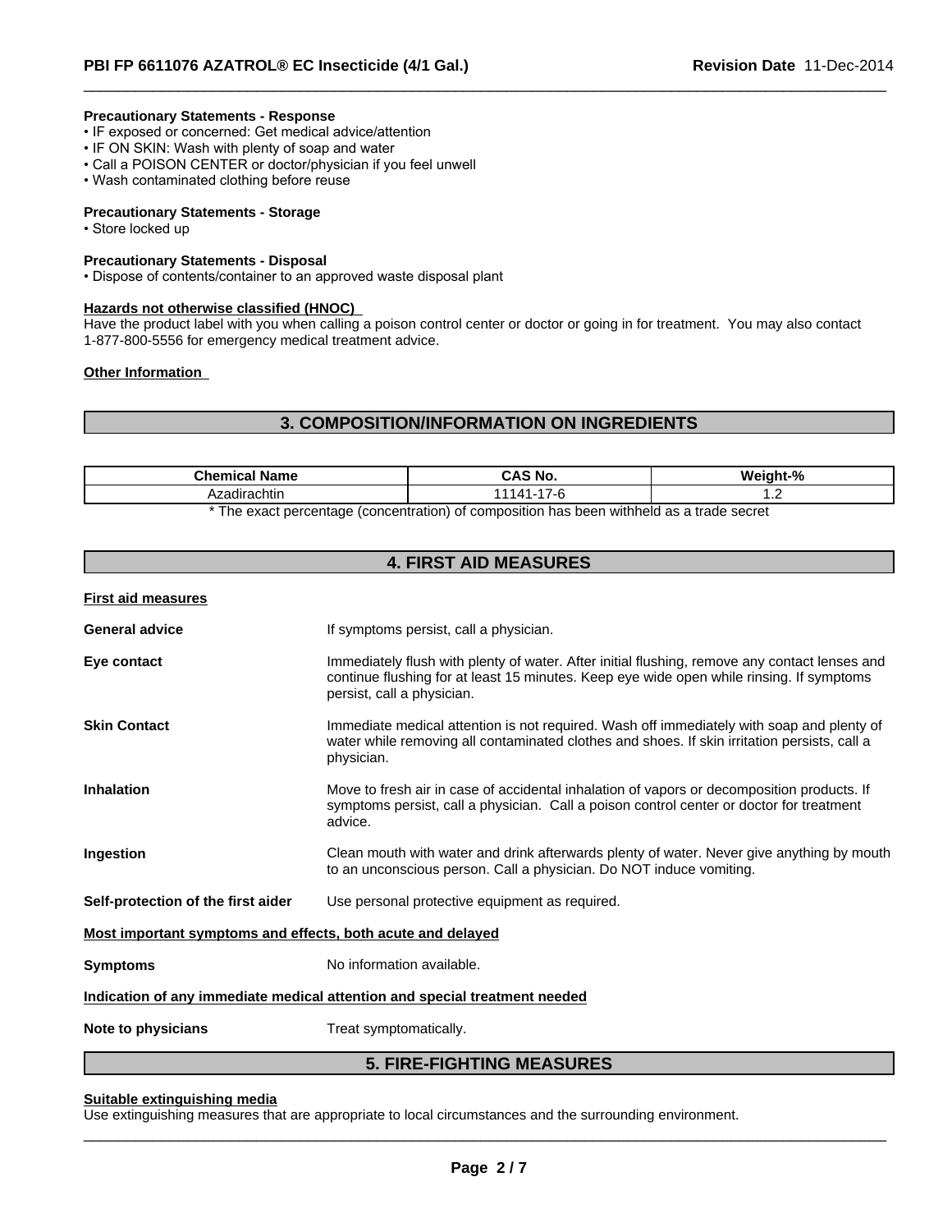**Precautionary Statements - Response**

- IF exposed or concerned: Get medical advice/attention
- IF ON SKIN: Wash with plenty of soap and water
- Call a POISON CENTER or doctor/physician if you feel unwell
- Wash contaminated clothing before reuse

**Precautionary Statements - Storage**

- Store locked up

**Precautionary Statements - Disposal**

- Dispose of contents/container to an approved waste disposal plant

**Hazards not otherwise classified (HNOC)**

Have the product label with you when calling a poison control center or doctor or going in for treatment. You may also contact 1-877-800-5556 for emergency medical treatment advice.

**Other Information**

## 3. COMPOSITION/INFORMATION ON INGREDIENTS

| Chemical Name | CAS No. | Weight-% |
|---|---|---|
| Azadirachtin | 11141-17-6 | 1.2 |

* The exact percentage (concentration) of composition has been withheld as a trade secret

## 4. FIRST AID MEASURES

**First aid measures**

**General advice** If symptoms persist, call a physician.

**Eye contact** Immediately flush with plenty of water. After initial flushing, remove any contact lenses and continue flushing for at least 15 minutes. Keep eye wide open while rinsing. If symptoms persist, call a physician.

**Skin Contact** Immediate medical attention is not required. Wash off immediately with soap and plenty of water while removing all contaminated clothes and shoes. If skin irritation persists, call a physician.

**Inhalation** Move to fresh air in case of accidental inhalation of vapors or decomposition products. If symptoms persist, call a physician. Call a poison control center or doctor for treatment advice.

**Ingestion** Clean mouth with water and drink afterwards plenty of water. Never give anything by mouth to an unconscious person. Call a physician. Do NOT induce vomiting.

**Self-protection of the first aider** Use personal protective equipment as required.

**Most important symptoms and effects, both acute and delayed**

**Symptoms** No information available.

**Indication of any immediate medical attention and special treatment needed**

**Note to physicians** Treat symptomatically.

## 5. FIRE-FIGHTING MEASURES

**Suitable extinguishing media**

Use extinguishing measures that are appropriate to local circumstances and the surrounding environment.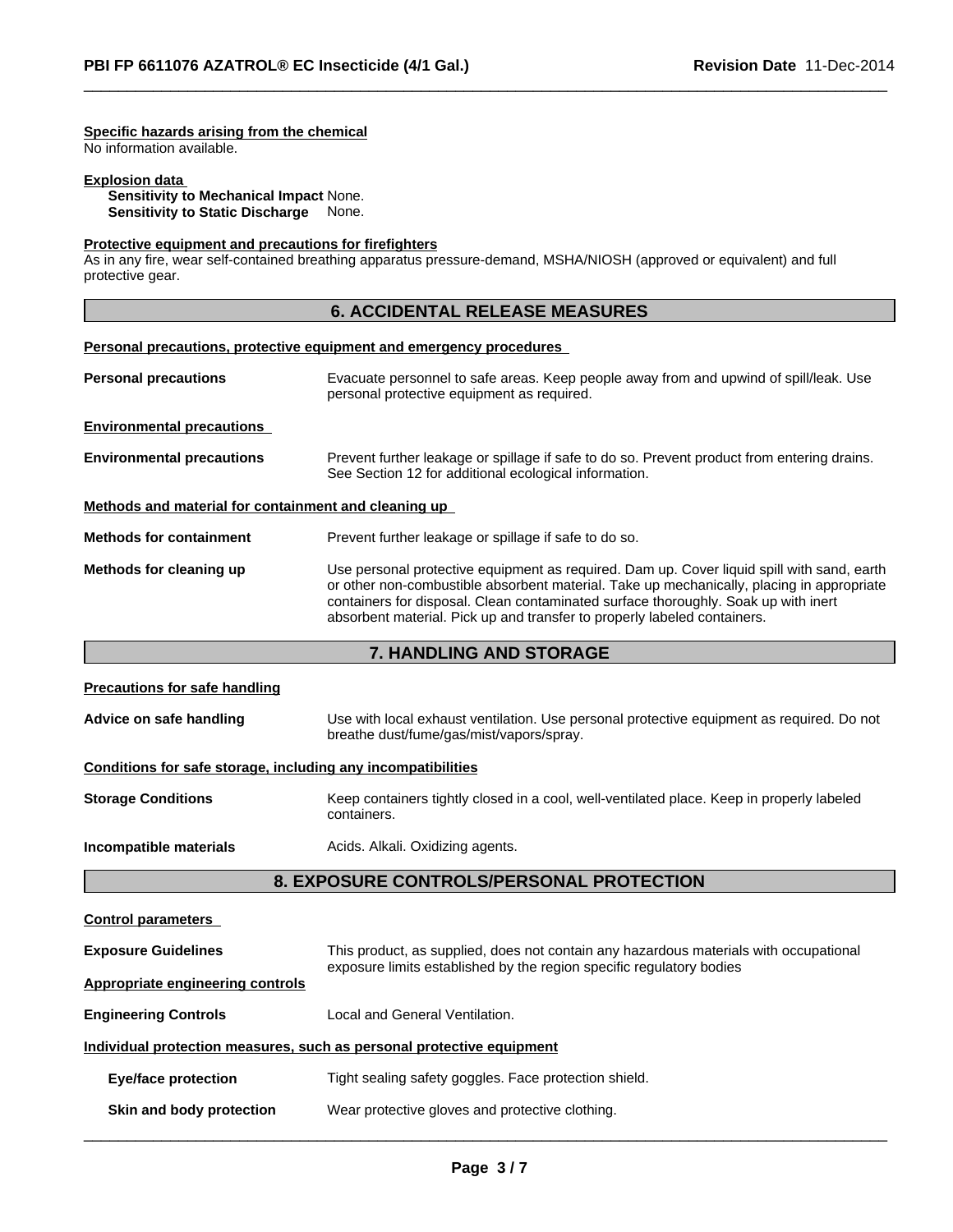**Specific hazards arising from the chemical**
No information available.

**Explosion data**
**Sensitivity to Mechanical Impact** None.
**Sensitivity to Static Discharge** None.

**Protective equipment and precautions for firefighters**
As in any fire, wear self-contained breathing apparatus pressure-demand, MSHA/NIOSH (approved or equivalent) and full protective gear.

## 6. ACCIDENTAL RELEASE MEASURES

**Personal precautions, protective equipment and emergency procedures**

**Personal precautions** Evacuate personnel to safe areas. Keep people away from and upwind of spill/leak. Use personal protective equipment as required.

**Environmental precautions**

**Environmental precautions** Prevent further leakage or spillage if safe to do so. Prevent product from entering drains. See Section 12 for additional ecological information.

**Methods and material for containment and cleaning up**

**Methods for containment** Prevent further leakage or spillage if safe to do so.

**Methods for cleaning up** Use personal protective equipment as required. Dam up. Cover liquid spill with sand, earth or other non-combustible absorbent material. Take up mechanically, placing in appropriate containers for disposal. Clean contaminated surface thoroughly. Soak up with inert absorbent material. Pick up and transfer to properly labeled containers.

## 7. HANDLING AND STORAGE

**Precautions for safe handling**

**Advice on safe handling** Use with local exhaust ventilation. Use personal protective equipment as required. Do not breathe dust/fume/gas/mist/vapors/spray.

**Conditions for safe storage, including any incompatibilities**

**Storage Conditions** Keep containers tightly closed in a cool, well-ventilated place. Keep in properly labeled containers.

**Incompatible materials** Acids. Alkali. Oxidizing agents.

## 8. EXPOSURE CONTROLS/PERSONAL PROTECTION

**Control parameters**

**Exposure Guidelines** This product, as supplied, does not contain any hazardous materials with occupational exposure limits established by the region specific regulatory bodies

**Appropriate engineering controls**

**Engineering Controls** Local and General Ventilation.

**Individual protection measures, such as personal protective equipment**

**Eye/face protection** Tight sealing safety goggles. Face protection shield.

**Skin and body protection** Wear protective gloves and protective clothing.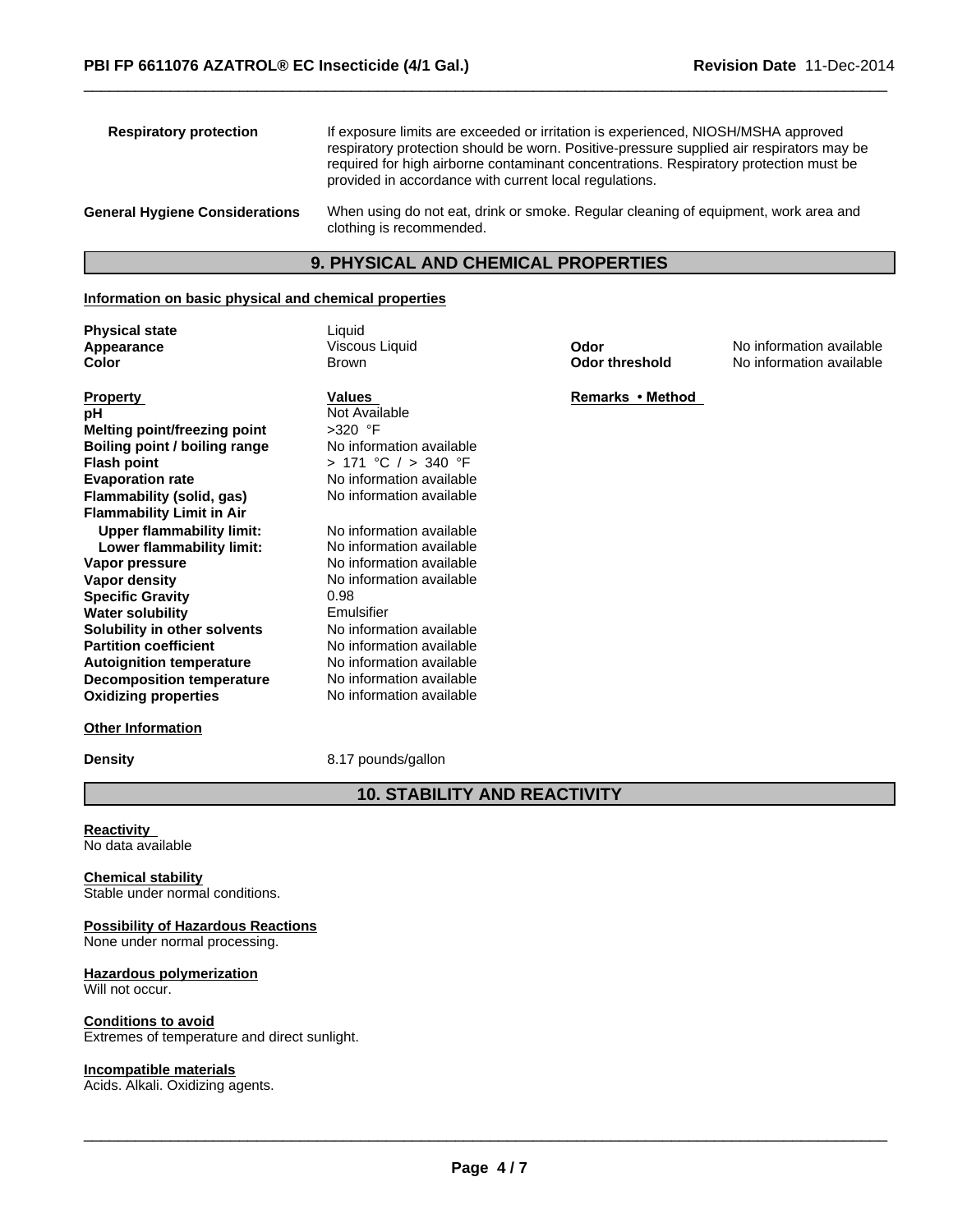**Respiratory protection**

If exposure limits are exceeded or irritation is experienced, NIOSH/MSHA approved respiratory protection should be worn. Positive-pressure supplied air respirators may be required for high airborne contaminant concentrations. Respiratory protection must be provided in accordance with current local regulations.

**General Hygiene Considerations**

When using do not eat, drink or smoke. Regular cleaning of equipment, work area and clothing is recommended.

## 9. PHYSICAL AND CHEMICAL PROPERTIES

### Information on basic physical and chemical properties

| | | | |
|---|---|---|---|
| **Physical state** | Liquid | | |
| **Appearance** | Viscous Liquid | **Odor** | No information available |
| **Color** | Brown | **Odor threshold** | No information available |

| Property | Values | Remarks • Method |
|---|---|---|
| **pH** | Not Available | |
| **Melting point/freezing point** | >320 °F | |
| **Boiling point / boiling range** | No information available | |
| **Flash point** | > 171 °C / > 340 °F | |
| **Evaporation rate** | No information available | |
| **Flammability (solid, gas)** | No information available | |
| **Flammability Limit in Air** | | |
| **Upper flammability limit:** | No information available | |
| **Lower flammability limit:** | No information available | |
| **Vapor pressure** | No information available | |
| **Vapor density** | No information available | |
| **Specific Gravity** | 0.98 | |
| **Water solubility** | Emulsifier | |
| **Solubility in other solvents** | No information available | |
| **Partition coefficient** | No information available | |
| **Autoignition temperature** | No information available | |
| **Decomposition temperature** | No information available | |
| **Oxidizing properties** | No information available | |

### Other Information

**Density** 8.17 pounds/gallon

## 10. STABILITY AND REACTIVITY

**Reactivity**
No data available

**Chemical stability**
Stable under normal conditions.

**Possibility of Hazardous Reactions**
None under normal processing.

**Hazardous polymerization**
Will not occur.

**Conditions to avoid**
Extremes of temperature and direct sunlight.

**Incompatible materials**
Acids. Alkali. Oxidizing agents.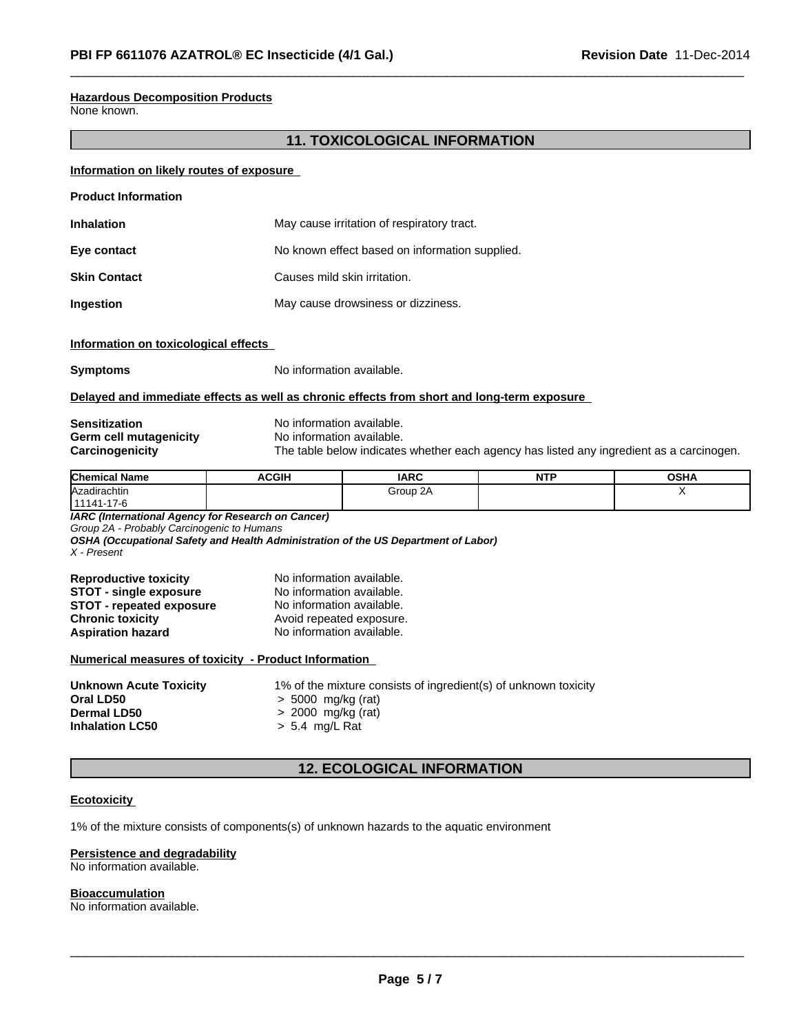**Hazardous Decomposition Products**
None known.

## 11. TOXICOLOGICAL INFORMATION

**Information on likely routes of exposure**

**Product Information**

**Inhalation** May cause irritation of respiratory tract.

**Eye contact** No known effect based on information supplied.

**Skin Contact** Causes mild skin irritation.

**Ingestion** May cause drowsiness or dizziness.

**Information on toxicological effects**

**Symptoms** No information available.

**Delayed and immediate effects as well as chronic effects from short and long-term exposure**

**Sensitization** No information available.
**Germ cell mutagenicity** No information available.
**Carcinogenicity** The table below indicates whether each agency has listed any ingredient as a carcinogen.

| Chemical Name | ACGIH | IARC | NTP | OSHA |
|---|---|---|---|---|
| Azadirachtin 11141-17-6 | | Group 2A | | X |

***IARC (International Agency for Research on Cancer)***
*Group 2A - Probably Carcinogenic to Humans*
***OSHA (Occupational Safety and Health Administration of the US Department of Labor)***
*X - Present*

**Reproductive toxicity** No information available.
**STOT - single exposure** No information available.
**STOT - repeated exposure** No information available.
**Chronic toxicity** Avoid repeated exposure.
**Aspiration hazard** No information available.

**Numerical measures of toxicity - Product Information**

**Unknown Acute Toxicity** 1% of the mixture consists of ingredient(s) of unknown toxicity
**Oral LD50** > 5000 mg/kg (rat)
**Dermal LD50** > 2000 mg/kg (rat)
**Inhalation LC50** > 5.4 mg/L Rat

## 12. ECOLOGICAL INFORMATION

**Ecotoxicity**

1% of the mixture consists of components(s) of unknown hazards to the aquatic environment

**Persistence and degradability**
No information available.

**Bioaccumulation**
No information available.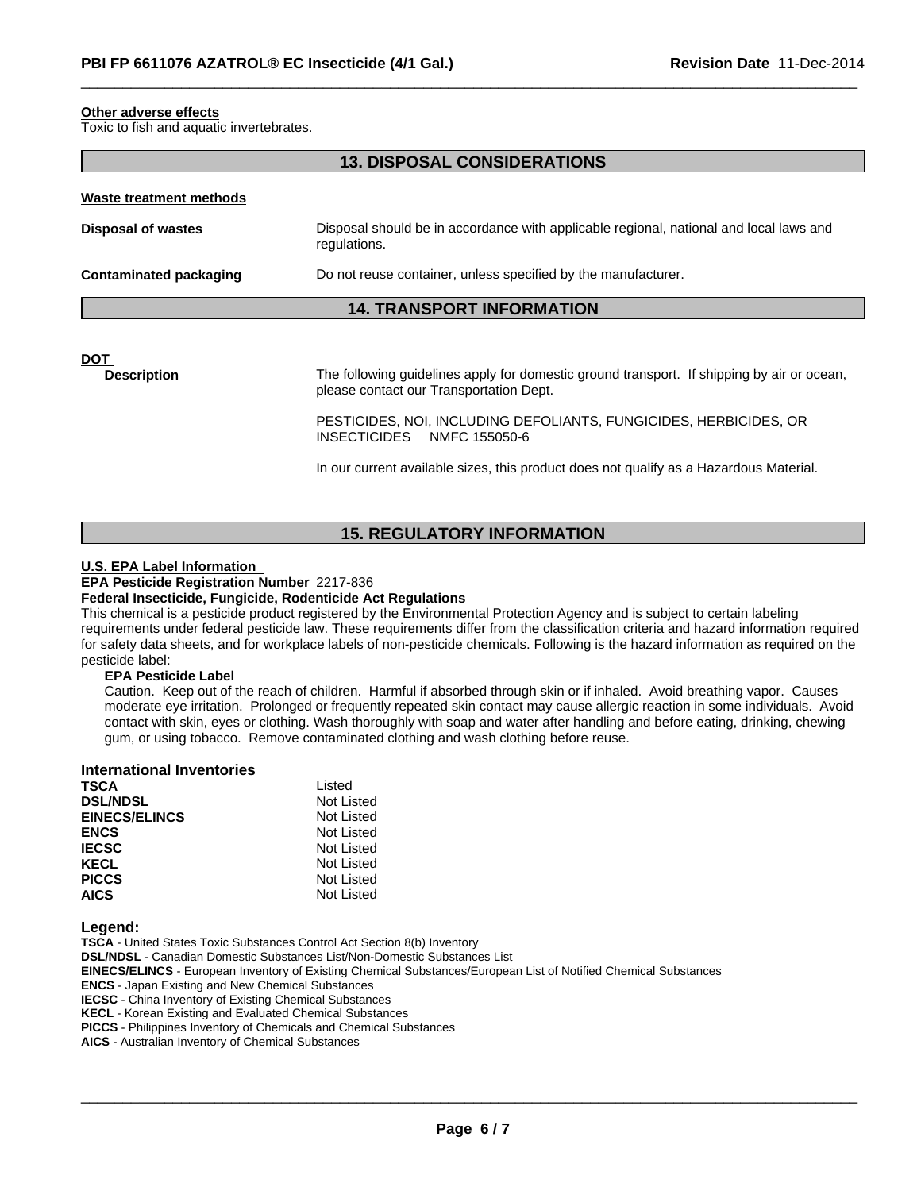**Other adverse effects**

Toxic to fish and aquatic invertebrates.

## 13. DISPOSAL CONSIDERATIONS

**Waste treatment methods**

| | |
|---|---|
| **Disposal of wastes** | Disposal should be in accordance with applicable regional, national and local laws and regulations. |
| **Contaminated packaging** | Do not reuse container, unless specified by the manufacturer. |

## 14. TRANSPORT INFORMATION

**DOT**

**Description**

The following guidelines apply for domestic ground transport. If shipping by air or ocean, please contact our Transportation Dept.

PESTICIDES, NOI, INCLUDING DEFOLIANTS, FUNGICIDES, HERBICIDES, OR INSECTICIDES NMFC 155050-6

In our current available sizes, this product does not qualify as a Hazardous Material.

## 15. REGULATORY INFORMATION

**U.S. EPA Label Information**

**EPA Pesticide Registration Number** 2217-836

**Federal Insecticide, Fungicide, Rodenticide Act Regulations**

This chemical is a pesticide product registered by the Environmental Protection Agency and is subject to certain labeling requirements under federal pesticide law. These requirements differ from the classification criteria and hazard information required for safety data sheets, and for workplace labels of non-pesticide chemicals. Following is the hazard information as required on the pesticide label:

**EPA Pesticide Label**

Caution. Keep out of the reach of children. Harmful if absorbed through skin or if inhaled. Avoid breathing vapor. Causes moderate eye irritation. Prolonged or frequently repeated skin contact may cause allergic reaction in some individuals. Avoid contact with skin, eyes or clothing. Wash thoroughly with soap and water after handling and before eating, drinking, chewing gum, or using tobacco. Remove contaminated clothing and wash clothing before reuse.

**International Inventories**

| | |
|---|---|
| **TSCA** | Listed |
| **DSL/NDSL** | Not Listed |
| **EINECS/ELINCS** | Not Listed |
| **ENCS** | Not Listed |
| **IECSC** | Not Listed |
| **KECL** | Not Listed |
| **PICCS** | Not Listed |
| **AICS** | Not Listed |

**Legend:**

**TSCA** - United States Toxic Substances Control Act Section 8(b) Inventory
**DSL/NDSL** - Canadian Domestic Substances List/Non-Domestic Substances List
**EINECS/ELINCS** - European Inventory of Existing Chemical Substances/European List of Notified Chemical Substances
**ENCS** - Japan Existing and New Chemical Substances
**IECSC** - China Inventory of Existing Chemical Substances
**KECL** - Korean Existing and Evaluated Chemical Substances
**PICCS** - Philippines Inventory of Chemicals and Chemical Substances
**AICS** - Australian Inventory of Chemical Substances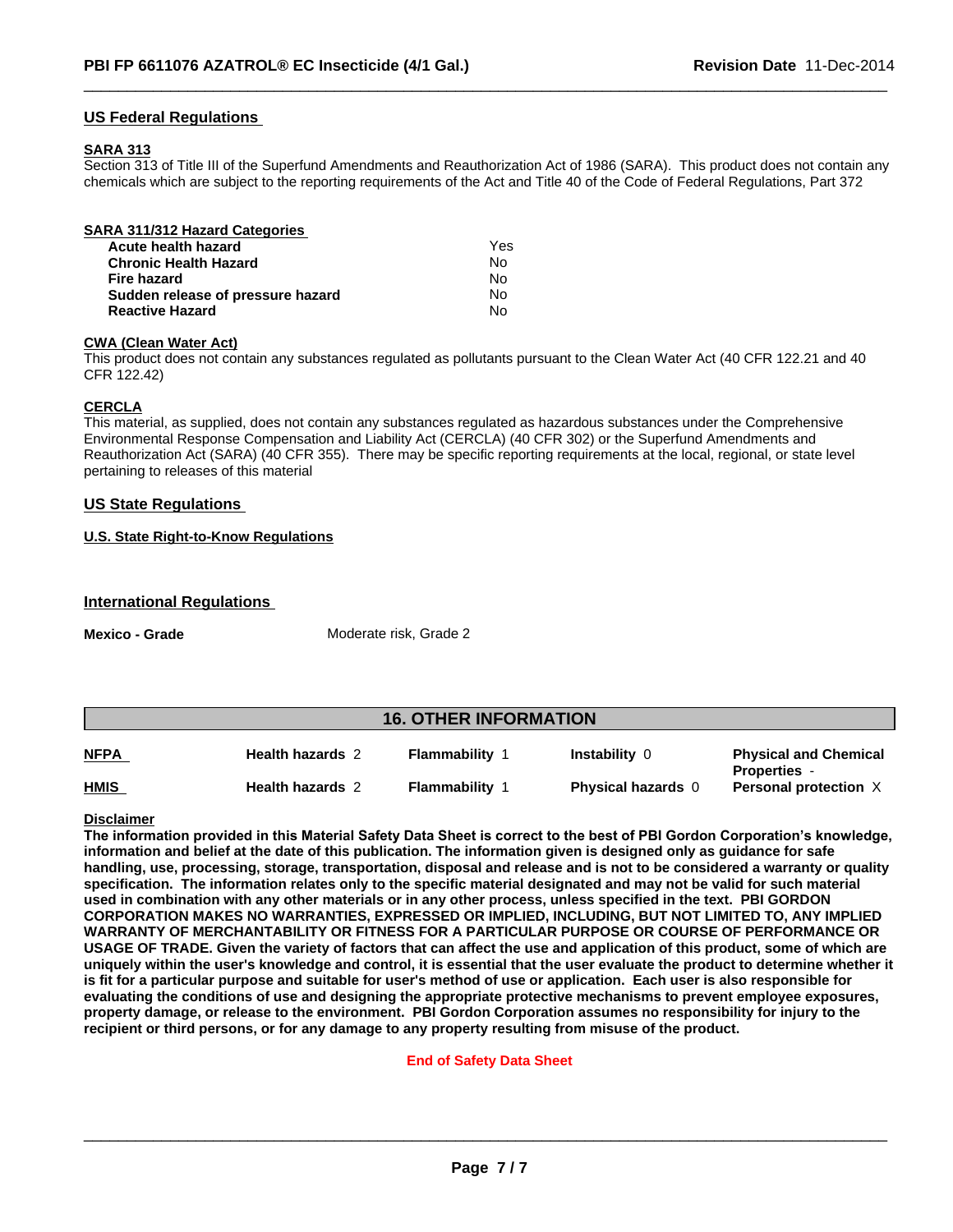## US Federal Regulations

### SARA 313

Section 313 of Title III of the Superfund Amendments and Reauthorization Act of 1986 (SARA). This product does not contain any chemicals which are subject to the reporting requirements of the Act and Title 40 of the Code of Federal Regulations, Part 372

### SARA 311/312 Hazard Categories

| | |
|---|---|
| **Acute health hazard** | Yes |
| **Chronic Health Hazard** | No |
| **Fire hazard** | No |
| **Sudden release of pressure hazard** | No |
| **Reactive Hazard** | No |

### CWA (Clean Water Act)

This product does not contain any substances regulated as pollutants pursuant to the Clean Water Act (40 CFR 122.21 and 40 CFR 122.42)

### CERCLA

This material, as supplied, does not contain any substances regulated as hazardous substances under the Comprehensive Environmental Response Compensation and Liability Act (CERCLA) (40 CFR 302) or the Superfund Amendments and Reauthorization Act (SARA) (40 CFR 355). There may be specific reporting requirements at the local, regional, or state level pertaining to releases of this material

## US State Regulations

### U.S. State Right-to-Know Regulations

## International Regulations

**Mexico - Grade** Moderate risk, Grade 2

## 16. OTHER INFORMATION

| | | | | |
|---|---|---|---|---|
| **NFPA** | **Health hazards** 2 | **Flammability** 1 | **Instability** 0 | **Physical and Chemical Properties** - |
| **HMIS** | **Health hazards** 2 | **Flammability** 1 | **Physical hazards** 0 | **Personal protection** X |

### Disclaimer

**The information provided in this Material Safety Data Sheet is correct to the best of PBI Gordon Corporation's knowledge, information and belief at the date of this publication. The information given is designed only as guidance for safe handling, use, processing, storage, transportation, disposal and release and is not to be considered a warranty or quality specification. The information relates only to the specific material designated and may not be valid for such material used in combination with any other materials or in any other process, unless specified in the text. PBI GORDON CORPORATION MAKES NO WARRANTIES, EXPRESSED OR IMPLIED, INCLUDING, BUT NOT LIMITED TO, ANY IMPLIED WARRANTY OF MERCHANTABILITY OR FITNESS FOR A PARTICULAR PURPOSE OR COURSE OF PERFORMANCE OR USAGE OF TRADE. Given the variety of factors that can affect the use and application of this product, some of which are uniquely within the user's knowledge and control, it is essential that the user evaluate the product to determine whether it is fit for a particular purpose and suitable for user's method of use or application. Each user is also responsible for evaluating the conditions of use and designing the appropriate protective mechanisms to prevent employee exposures, property damage, or release to the environment. PBI Gordon Corporation assumes no responsibility for injury to the recipient or third persons, or for any damage to any property resulting from misuse of the product.**

**End of Safety Data Sheet**